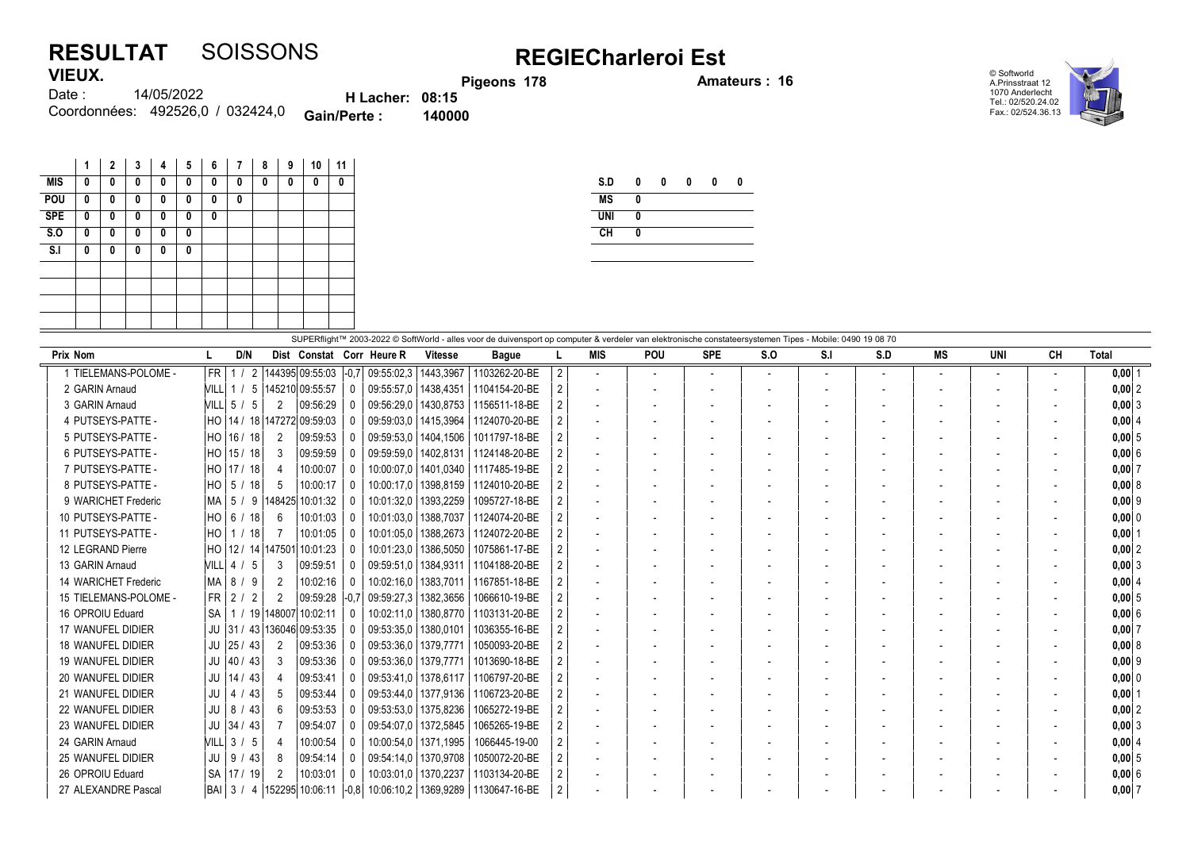# RESULTAT SOISSONS

## REGIECharleroi Est

**VIEUX.**

Date : 14/05/2022

Coordonnées: 492526,0 / 032424,0

**H Lacher: 08:15**

**Gain/Perte : 140000**

**Pigeons 178**

**Amateurs : 16**

© Softworld
A.Prinsstraat 12
1070 Anderlecht
Tel.: 02/520.24.02
Fax.: 02/524.36.13

| | 1 | 2 | 3 | 4 | 5 | 6 | 7 | 8 | 9 | 10 | 11 |
|---|---|---|---|---|---|---|---|---|---|---|---|
| **MIS** | 0 | 0 | 0 | 0 | 0 | 0 | 0 | 0 | 0 | 0 | 0 |
| **POU** | 0 | 0 | 0 | 0 | 0 | 0 | 0 | | | | |
| **SPE** | 0 | 0 | 0 | 0 | 0 | 0 | | | | | |
| **S.O** | 0 | 0 | 0 | 0 | 0 | | | | | | |
| **S.I** | 0 | 0 | 0 | 0 | 0 | | | | | | |

| | | | | | |
|---|---|---|---|---|---|
| **S.D** | 0 | 0 | 0 | 0 | 0 |
| **MS** | 0 | | | | |
| **UNI** | 0 | | | | |
| **CH** | 0 | | | | |

SUPERflight™ 2003-2022 © SoftWorld - alles voor de duivensport op computer & verdeler van elektronische constateersystemen Tipes - Mobile: 0490 19 08 70

| Prix | Nom | L | D/N | Dist | Constat | Corr | Heure R | Vitesse | Bague | L | MIS | POU | SPE | S.O | S.I | S.D | MS | UNI | CH | Total |
|---|---|---|---|---|---|---|---|---|---|---|---|---|---|---|---|---|---|---|---|---|
| 1 | TIELEMANS-POLOME - | FR | 1 / 2 | 144395 | 09:55:03 | -0,7 | 09:55:02,3 | 1443,3967 | 1103262-20-BE | 2 | - | - | - | - | - | - | - | - | - | 0,00 1 |
| 2 | GARIN Arnaud | VILL | 1 / 5 | 145210 | 09:55:57 | 0 | 09:55:57,0 | 1438,4351 | 1104154-20-BE | 2 | - | - | - | - | - | - | - | - | - | 0,00 2 |
| 3 | GARIN Arnaud | VILL | 5 / 5 | 2 | 09:56:29 | 0 | 09:56:29,0 | 1430,8753 | 1156511-18-BE | 2 | - | - | - | - | - | - | - | - | - | 0,00 3 |
| 4 | PUTSEYS-PATTE - | HO | 14 / 18 | 147272 | 09:59:03 | 0 | 09:59:03,0 | 1415,3964 | 1124070-20-BE | 2 | - | - | - | - | - | - | - | - | - | 0,00 4 |
| 5 | PUTSEYS-PATTE - | HO | 16 / 18 | 2 | 09:59:53 | 0 | 09:59:53,0 | 1404,1506 | 1011797-18-BE | 2 | - | - | - | - | - | - | - | - | - | 0,00 5 |
| 6 | PUTSEYS-PATTE - | HO | 15 / 18 | 3 | 09:59:59 | 0 | 09:59:59,0 | 1402,8131 | 1124148-20-BE | 2 | - | - | - | - | - | - | - | - | - | 0,00 6 |
| 7 | PUTSEYS-PATTE - | HO | 17 / 18 | 4 | 10:00:07 | 0 | 10:00:07,0 | 1401,0340 | 1117485-19-BE | 2 | - | - | - | - | - | - | - | - | - | 0,00 7 |
| 8 | PUTSEYS-PATTE - | HO | 5 / 18 | 5 | 10:00:17 | 0 | 10:00:17,0 | 1398,8159 | 1124010-20-BE | 2 | - | - | - | - | - | - | - | - | - | 0,00 8 |
| 9 | WARICHET Frederic | MA | 5 / 9 | 148425 | 10:01:32 | 0 | 10:01:32,0 | 1393,2259 | 1095727-18-BE | 2 | - | - | - | - | - | - | - | - | - | 0,00 9 |
| 10 | PUTSEYS-PATTE - | HO | 6 / 18 | 6 | 10:01:03 | 0 | 10:01:03,0 | 1388,7037 | 1124074-20-BE | 2 | - | - | - | - | - | - | - | - | - | 0,00 0 |
| 11 | PUTSEYS-PATTE - | HO | 1 / 18 | 7 | 10:01:05 | 0 | 10:01:05,0 | 1388,2673 | 1124072-20-BE | 2 | - | - | - | - | - | - | - | - | - | 0,00 1 |
| 12 | LEGRAND Pierre | HO | 12 / 14 | 147501 | 10:01:23 | 0 | 10:01:23,0 | 1386,5050 | 1075861-17-BE | 2 | - | - | - | - | - | - | - | - | - | 0,00 2 |
| 13 | GARIN Arnaud | VILL | 4 / 5 | 3 | 09:59:51 | 0 | 09:59:51,0 | 1384,9311 | 1104188-20-BE | 2 | - | - | - | - | - | - | - | - | - | 0,00 3 |
| 14 | WARICHET Frederic | MA | 8 / 9 | 2 | 10:02:16 | 0 | 10:02:16,0 | 1383,7011 | 1167851-18-BE | 2 | - | - | - | - | - | - | - | - | - | 0,00 4 |
| 15 | TIELEMANS-POLOME - | FR | 2 / 2 | 2 | 09:59:28 | -0,7 | 09:59:27,3 | 1382,3656 | 1066610-19-BE | 2 | - | - | - | - | - | - | - | - | - | 0,00 5 |
| 16 | OPROIU Eduard | SA | 1 / 19 | 148007 | 10:02:11 | 0 | 10:02:11,0 | 1380,8770 | 1103131-20-BE | 2 | - | - | - | - | - | - | - | - | - | 0,00 6 |
| 17 | WANUFEL DIDIER | JU | 31 / 43 | 136046 | 09:53:35 | 0 | 09:53:35,0 | 1380,0101 | 1036355-16-BE | 2 | - | - | - | - | - | - | - | - | - | 0,00 7 |
| 18 | WANUFEL DIDIER | JU | 25 / 43 | 2 | 09:53:36 | 0 | 09:53:36,0 | 1379,7771 | 1050093-20-BE | 2 | - | - | - | - | - | - | - | - | - | 0,00 8 |
| 19 | WANUFEL DIDIER | JU | 40 / 43 | 3 | 09:53:36 | 0 | 09:53:36,0 | 1379,7771 | 1013690-18-BE | 2 | - | - | - | - | - | - | - | - | - | 0,00 9 |
| 20 | WANUFEL DIDIER | JU | 14 / 43 | 4 | 09:53:41 | 0 | 09:53:41,0 | 1378,6117 | 1106797-20-BE | 2 | - | - | - | - | - | - | - | - | - | 0,00 0 |
| 21 | WANUFEL DIDIER | JU | 4 / 43 | 5 | 09:53:44 | 0 | 09:53:44,0 | 1377,9136 | 1106723-20-BE | 2 | - | - | - | - | - | - | - | - | - | 0,00 1 |
| 22 | WANUFEL DIDIER | JU | 8 / 43 | 6 | 09:53:53 | 0 | 09:53:53,0 | 1375,8236 | 1065272-19-BE | 2 | - | - | - | - | - | - | - | - | - | 0,00 2 |
| 23 | WANUFEL DIDIER | JU | 34 / 43 | 7 | 09:54:07 | 0 | 09:54:07,0 | 1372,5845 | 1065265-19-BE | 2 | - | - | - | - | - | - | - | - | - | 0,00 3 |
| 24 | GARIN Arnaud | VILL | 3 / 5 | 4 | 10:00:54 | 0 | 10:00:54,0 | 1371,1995 | 1066445-19-00 | 2 | - | - | - | - | - | - | - | - | - | 0,00 4 |
| 25 | WANUFEL DIDIER | JU | 9 / 43 | 8 | 09:54:14 | 0 | 09:54:14,0 | 1370,9708 | 1050072-20-BE | 2 | - | - | - | - | - | - | - | - | - | 0,00 5 |
| 26 | OPROIU Eduard | SA | 17 / 19 | 2 | 10:03:01 | 0 | 10:03:01,0 | 1370,2237 | 1103134-20-BE | 2 | - | - | - | - | - | - | - | - | - | 0,00 6 |
| 27 | ALEXANDRE Pascal | BAI | 3 / 4 | 152295 | 10:06:11 | -0,8 | 10:06:10,2 | 1369,9289 | 1130647-16-BE | 2 | - | - | - | - | - | - | - | - | - | 0,00 7 |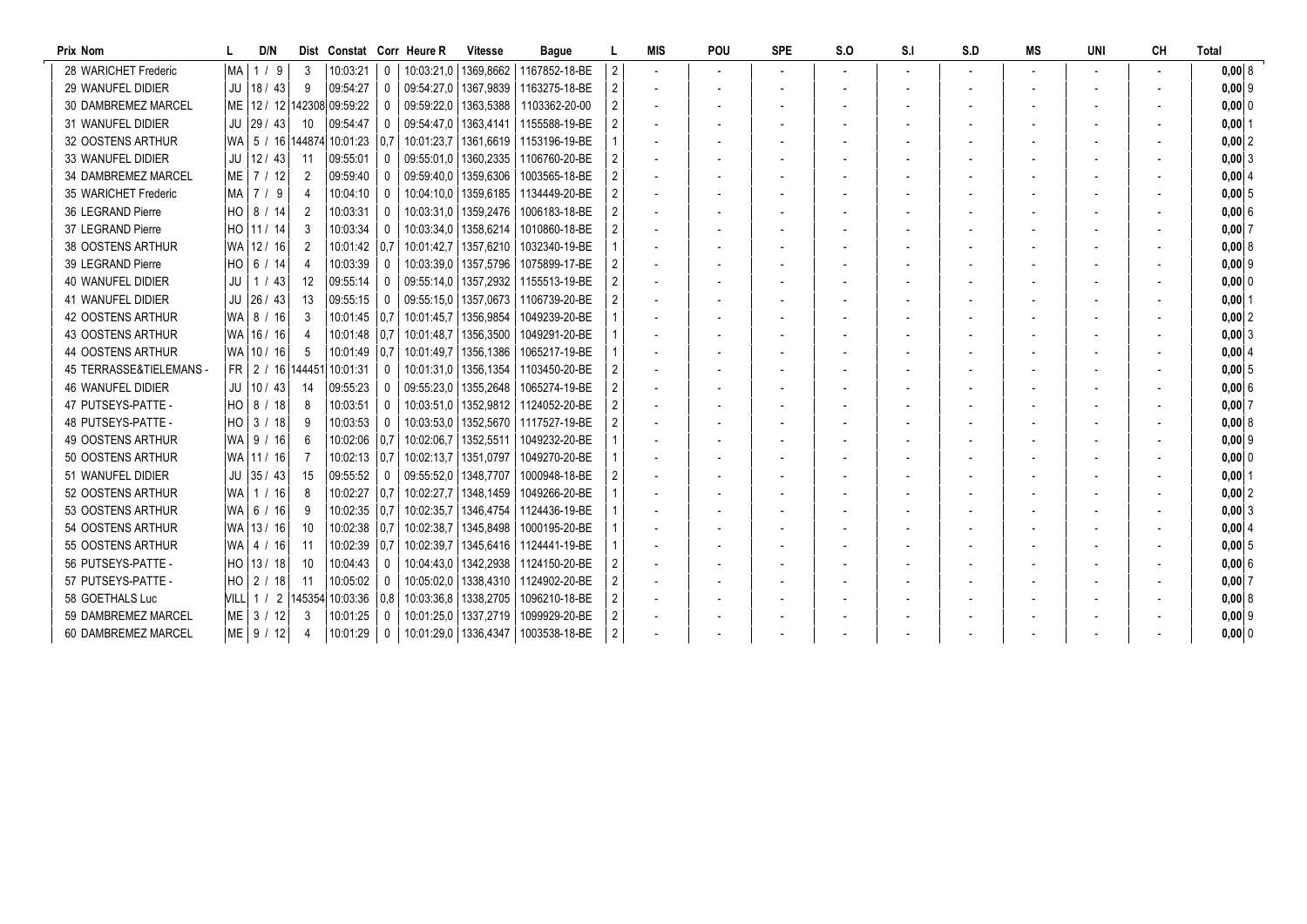| Prix | Nom | L | D/N | Dist | Constat | Corr | Heure R | Vitesse | Bague | L | MIS | POU | SPE | S.O | S.I | S.D | MS | UNI | CH | Total | |
|---|---|---|---|---|---|---|---|---|---|---|---|---|---|---|---|---|---|---|---|---|---|
| 28 | WARICHET Frederic | MA | 1 / 9 | 3 | 10:03:21 | 0 | 10:03:21,0 | 1369,8662 | 1167852-18-BE | 2 | - | - | - | - | - | - | - | - | - | 0,00 | 8 |
| 29 | WANUFEL DIDIER | JU | 18 / 43 | 9 | 09:54:27 | 0 | 09:54:27,0 | 1367,9839 | 1163275-18-BE | 2 | - | - | - | - | - | - | - | - | - | 0,00 | 9 |
| 30 | DAMBREMEZ MARCEL | ME | 12 / 12 | 142308 | 09:59:22 | 0 | 09:59:22,0 | 1363,5388 | 1103362-20-00 | 2 | - | - | - | - | - | - | - | - | - | 0,00 | 0 |
| 31 | WANUFEL DIDIER | JU | 29 / 43 | 10 | 09:54:47 | 0 | 09:54:47,0 | 1363,4141 | 1155588-19-BE | 2 | - | - | - | - | - | - | - | - | - | 0,00 | 1 |
| 32 | OOSTENS ARTHUR | WA | 5 / 16 | 144874 | 10:01:23 | 0,7 | 10:01:23,7 | 1361,6619 | 1153196-19-BE | 1 | - | - | - | - | - | - | - | - | - | 0,00 | 2 |
| 33 | WANUFEL DIDIER | JU | 12 / 43 | 11 | 09:55:01 | 0 | 09:55:01,0 | 1360,2335 | 1106760-20-BE | 2 | - | - | - | - | - | - | - | - | - | 0,00 | 3 |
| 34 | DAMBREMEZ MARCEL | ME | 7 / 12 | 2 | 09:59:40 | 0 | 09:59:40,0 | 1359,6306 | 1003565-18-BE | 2 | - | - | - | - | - | - | - | - | - | 0,00 | 4 |
| 35 | WARICHET Frederic | MA | 7 / 9 | 4 | 10:04:10 | 0 | 10:04:10,0 | 1359,6185 | 1134449-20-BE | 2 | - | - | - | - | - | - | - | - | - | 0,00 | 5 |
| 36 | LEGRAND Pierre | HO | 8 / 14 | 2 | 10:03:31 | 0 | 10:03:31,0 | 1359,2476 | 1006183-18-BE | 2 | - | - | - | - | - | - | - | - | - | 0,00 | 6 |
| 37 | LEGRAND Pierre | HO | 11 / 14 | 3 | 10:03:34 | 0 | 10:03:34,0 | 1358,6214 | 1010860-18-BE | 2 | - | - | - | - | - | - | - | - | - | 0,00 | 7 |
| 38 | OOSTENS ARTHUR | WA | 12 / 16 | 2 | 10:01:42 | 0,7 | 10:01:42,7 | 1357,6210 | 1032340-19-BE | 1 | - | - | - | - | - | - | - | - | - | 0,00 | 8 |
| 39 | LEGRAND Pierre | HO | 6 / 14 | 4 | 10:03:39 | 0 | 10:03:39,0 | 1357,5796 | 1075899-17-BE | 2 | - | - | - | - | - | - | - | - | - | 0,00 | 9 |
| 40 | WANUFEL DIDIER | JU | 1 / 43 | 12 | 09:55:14 | 0 | 09:55:14,0 | 1357,2932 | 1155513-19-BE | 2 | - | - | - | - | - | - | - | - | - | 0,00 | 0 |
| 41 | WANUFEL DIDIER | JU | 26 / 43 | 13 | 09:55:15 | 0 | 09:55:15,0 | 1357,0673 | 1106739-20-BE | 2 | - | - | - | - | - | - | - | - | - | 0,00 | 1 |
| 42 | OOSTENS ARTHUR | WA | 8 / 16 | 3 | 10:01:45 | 0,7 | 10:01:45,7 | 1356,9854 | 1049239-20-BE | 1 | - | - | - | - | - | - | - | - | - | 0,00 | 2 |
| 43 | OOSTENS ARTHUR | WA | 16 / 16 | 4 | 10:01:48 | 0,7 | 10:01:48,7 | 1356,3500 | 1049291-20-BE | 1 | - | - | - | - | - | - | - | - | - | 0,00 | 3 |
| 44 | OOSTENS ARTHUR | WA | 10 / 16 | 5 | 10:01:49 | 0,7 | 10:01:49,7 | 1356,1386 | 1065217-19-BE | 1 | - | - | - | - | - | - | - | - | - | 0,00 | 4 |
| 45 | TERRASSE&TIELEMANS - | FR | 2 / 16 | 144451 | 10:01:31 | 0 | 10:01:31,0 | 1356,1354 | 1103450-20-BE | 2 | - | - | - | - | - | - | - | - | - | 0,00 | 5 |
| 46 | WANUFEL DIDIER | JU | 10 / 43 | 14 | 09:55:23 | 0 | 09:55:23,0 | 1355,2648 | 1065274-19-BE | 2 | - | - | - | - | - | - | - | - | - | 0,00 | 6 |
| 47 | PUTSEYS-PATTE - | HO | 8 / 18 | 8 | 10:03:51 | 0 | 10:03:51,0 | 1352,9812 | 1124052-20-BE | 2 | - | - | - | - | - | - | - | - | - | 0,00 | 7 |
| 48 | PUTSEYS-PATTE - | HO | 3 / 18 | 9 | 10:03:53 | 0 | 10:03:53,0 | 1352,5670 | 1117527-19-BE | 2 | - | - | - | - | - | - | - | - | - | 0,00 | 8 |
| 49 | OOSTENS ARTHUR | WA | 9 / 16 | 6 | 10:02:06 | 0,7 | 10:02:06,7 | 1352,5511 | 1049232-20-BE | 1 | - | - | - | - | - | - | - | - | - | 0,00 | 9 |
| 50 | OOSTENS ARTHUR | WA | 11 / 16 | 7 | 10:02:13 | 0,7 | 10:02:13,7 | 1351,0797 | 1049270-20-BE | 1 | - | - | - | - | - | - | - | - | - | 0,00 | 0 |
| 51 | WANUFEL DIDIER | JU | 35 / 43 | 15 | 09:55:52 | 0 | 09:55:52,0 | 1348,7707 | 1000948-18-BE | 2 | - | - | - | - | - | - | - | - | - | 0,00 | 1 |
| 52 | OOSTENS ARTHUR | WA | 1 / 16 | 8 | 10:02:27 | 0,7 | 10:02:27,7 | 1348,1459 | 1049266-20-BE | 1 | - | - | - | - | - | - | - | - | - | 0,00 | 2 |
| 53 | OOSTENS ARTHUR | WA | 6 / 16 | 9 | 10:02:35 | 0,7 | 10:02:35,7 | 1346,4754 | 1124436-19-BE | 1 | - | - | - | - | - | - | - | - | - | 0,00 | 3 |
| 54 | OOSTENS ARTHUR | WA | 13 / 16 | 10 | 10:02:38 | 0,7 | 10:02:38,7 | 1345,8498 | 1000195-20-BE | 1 | - | - | - | - | - | - | - | - | - | 0,00 | 4 |
| 55 | OOSTENS ARTHUR | WA | 4 / 16 | 11 | 10:02:39 | 0,7 | 10:02:39,7 | 1345,6416 | 1124441-19-BE | 1 | - | - | - | - | - | - | - | - | - | 0,00 | 5 |
| 56 | PUTSEYS-PATTE - | HO | 13 / 18 | 10 | 10:04:43 | 0 | 10:04:43,0 | 1342,2938 | 1124150-20-BE | 2 | - | - | - | - | - | - | - | - | - | 0,00 | 6 |
| 57 | PUTSEYS-PATTE - | HO | 2 / 18 | 11 | 10:05:02 | 0 | 10:05:02,0 | 1338,4310 | 1124902-20-BE | 2 | - | - | - | - | - | - | - | - | - | 0,00 | 7 |
| 58 | GOETHALS Luc | VILL | 1 / 2 | 145354 | 10:03:36 | 0,8 | 10:03:36,8 | 1338,2705 | 1096210-18-BE | 2 | - | - | - | - | - | - | - | - | - | 0,00 | 8 |
| 59 | DAMBREMEZ MARCEL | ME | 3 / 12 | 3 | 10:01:25 | 0 | 10:01:25,0 | 1337,2719 | 1099929-20-BE | 2 | - | - | - | - | - | - | - | - | - | 0,00 | 9 |
| 60 | DAMBREMEZ MARCEL | ME | 9 / 12 | 4 | 10:01:29 | 0 | 10:01:29,0 | 1336,4347 | 1003538-18-BE | 2 | - | - | - | - | - | - | - | - | - | 0,00 | 0 |